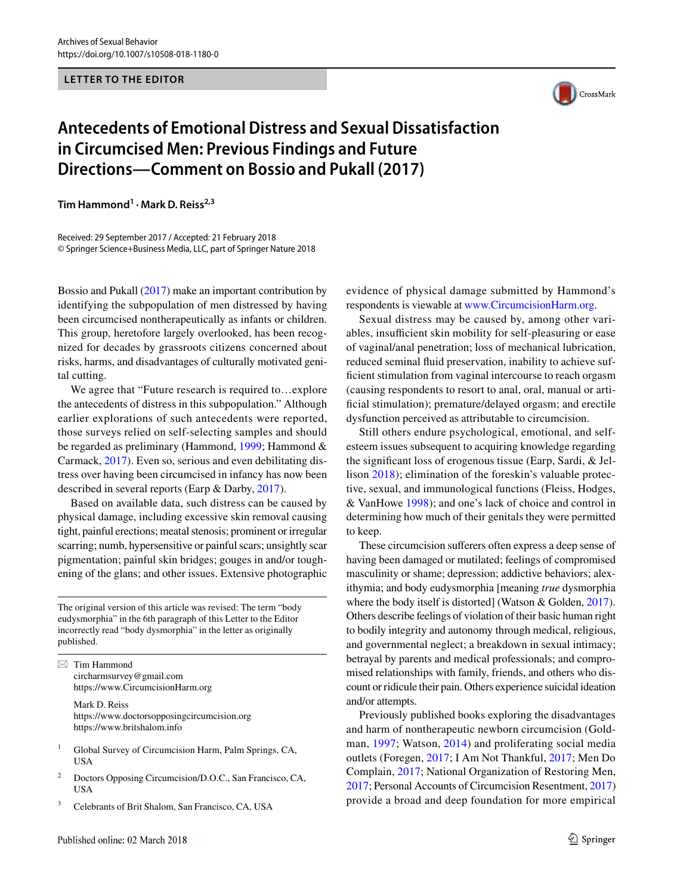LETTER TO THE EDITOR

# Antecedents of Emotional Distress and Sexual Dissatisfaction in Circumcised Men: Previous Findings and Future Directions—Comment on Bossio and Pukall (2017)

**Tim Hammond[1] · Mark D. Reiss[2,3]**

Received: 29 September 2017 / Accepted: 21 February 2018
© Springer Science+Business Media, LLC, part of Springer Nature 2018

Bossio and Pukall (2017) make an important contribution by identifying the subpopulation of men distressed by having been circumcised nontherapeutically as infants or children. This group, heretofore largely overlooked, has been recognized for decades by grassroots citizens concerned about risks, harms, and disadvantages of culturally motivated genital cutting.

We agree that "Future research is required to…explore the antecedents of distress in this subpopulation." Although earlier explorations of such antecedents were reported, those surveys relied on self-selecting samples and should be regarded as preliminary (Hammond, 1999; Hammond & Carmack, 2017). Even so, serious and even debilitating distress over having been circumcised in infancy has now been described in several reports (Earp & Darby, 2017).

Based on available data, such distress can be caused by physical damage, including excessive skin removal causing tight, painful erections; meatal stenosis; prominent or irregular scarring; numb, hypersensitive or painful scars; unsightly scar pigmentation; painful skin bridges; gouges in and/or toughening of the glans; and other issues. Extensive photographic evidence of physical damage submitted by Hammond's respondents is viewable at www.CircumcisionHarm.org.

Sexual distress may be caused by, among other variables, insufficient skin mobility for self-pleasuring or ease of vaginal/anal penetration; loss of mechanical lubrication, reduced seminal fluid preservation, inability to achieve sufficient stimulation from vaginal intercourse to reach orgasm (causing respondents to resort to anal, oral, manual or artificial stimulation); premature/delayed orgasm; and erectile dysfunction perceived as attributable to circumcision.

Still others endure psychological, emotional, and self-esteem issues subsequent to acquiring knowledge regarding the significant loss of erogenous tissue (Earp, Sardi, & Jellison 2018); elimination of the foreskin's valuable protective, sexual, and immunological functions (Fleiss, Hodges, & VanHowe 1998); and one's lack of choice and control in determining how much of their genitals they were permitted to keep.

These circumcision sufferers often express a deep sense of having been damaged or mutilated; feelings of compromised masculinity or shame; depression; addictive behaviors; alexithymia; and body eudysmorphia [meaning *true* dysmorphia where the body itself is distorted] (Watson & Golden, 2017). Others describe feelings of violation of their basic human right to bodily integrity and autonomy through medical, religious, and governmental neglect; a breakdown in sexual intimacy; betrayal by parents and medical professionals; and compromised relationships with family, friends, and others who discount or ridicule their pain. Others experience suicidal ideation and/or attempts.

Previously published books exploring the disadvantages and harm of nontherapeutic newborn circumcision (Goldman, 1997; Watson, 2014) and proliferating social media outlets (Foregen, 2017; I Am Not Thankful, 2017; Men Do Complain, 2017; National Organization of Restoring Men, 2017; Personal Accounts of Circumcision Resentment, 2017) provide a broad and deep foundation for more empirical

---

The original version of this article was revised: The term "body eudysmorphia" in the 6th paragraph of this Letter to the Editor incorrectly read "body dysmorphia" in the letter as originally published.

✉ Tim Hammond
circharmsurvey@gmail.com
https://www.CircumcisionHarm.org

Mark D. Reiss
https://www.doctorsopposingcircumcision.org
https://www.britshalom.info

[1] Global Survey of Circumcision Harm, Palm Springs, CA, USA

[2] Doctors Opposing Circumcision/D.O.C., San Francisco, CA, USA

[3] Celebrants of Brit Shalom, San Francisco, CA, USA

Published online: 02 March 2018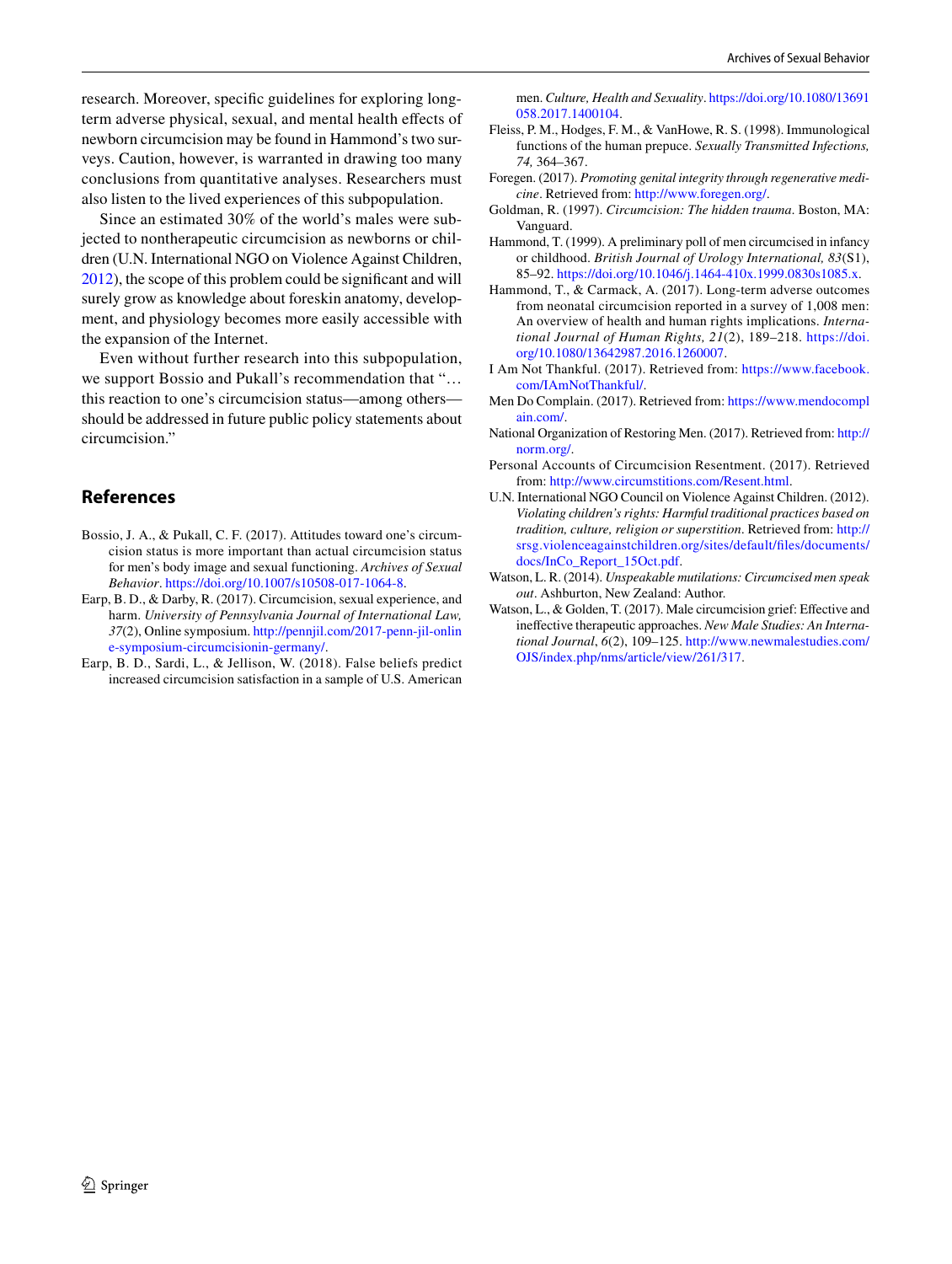research. Moreover, specific guidelines for exploring long-term adverse physical, sexual, and mental health effects of newborn circumcision may be found in Hammond's two surveys. Caution, however, is warranted in drawing too many conclusions from quantitative analyses. Researchers must also listen to the lived experiences of this subpopulation.

Since an estimated 30% of the world's males were subjected to nontherapeutic circumcision as newborns or children (U.N. International NGO on Violence Against Children, 2012), the scope of this problem could be significant and will surely grow as knowledge about foreskin anatomy, development, and physiology becomes more easily accessible with the expansion of the Internet.

Even without further research into this subpopulation, we support Bossio and Pukall's recommendation that "… this reaction to one's circumcision status—among others—should be addressed in future public policy statements about circumcision."

## References

Bossio, J. A., & Pukall, C. F. (2017). Attitudes toward one's circumcision status is more important than actual circumcision status for men's body image and sexual functioning. *Archives of Sexual Behavior*. https://doi.org/10.1007/s10508-017-1064-8.

Earp, B. D., & Darby, R. (2017). Circumcision, sexual experience, and harm. *University of Pennsylvania Journal of International Law, 37*(2), Online symposium. http://pennjil.com/2017-penn-jil-online-symposium-circumcisionin-germany/.

Earp, B. D., Sardi, L., & Jellison, W. (2018). False beliefs predict increased circumcision satisfaction in a sample of U.S. American men. *Culture, Health and Sexuality*. https://doi.org/10.1080/13691058.2017.1400104.

Fleiss, P. M., Hodges, F. M., & VanHowe, R. S. (1998). Immunological functions of the human prepuce. *Sexually Transmitted Infections, 74,* 364–367.

Foregen. (2017). *Promoting genital integrity through regenerative medicine*. Retrieved from: http://www.foregen.org/.

Goldman, R. (1997). *Circumcision: The hidden trauma*. Boston, MA: Vanguard.

Hammond, T. (1999). A preliminary poll of men circumcised in infancy or childhood. *British Journal of Urology International, 83*(S1), 85–92. https://doi.org/10.1046/j.1464-410x.1999.0830s1085.x.

Hammond, T., & Carmack, A. (2017). Long-term adverse outcomes from neonatal circumcision reported in a survey of 1,008 men: An overview of health and human rights implications. *International Journal of Human Rights, 21*(2), 189–218. https://doi.org/10.1080/13642987.2016.1260007.

I Am Not Thankful. (2017). Retrieved from: https://www.facebook.com/IAmNotThankful/.

Men Do Complain. (2017). Retrieved from: https://www.mendocomplain.com/.

National Organization of Restoring Men. (2017). Retrieved from: http://norm.org/.

Personal Accounts of Circumcision Resentment. (2017). Retrieved from: http://www.circumstitions.com/Resent.html.

U.N. International NGO Council on Violence Against Children. (2012). *Violating children's rights: Harmful traditional practices based on tradition, culture, religion or superstition*. Retrieved from: http://srsg.violenceagainstchildren.org/sites/default/files/documents/docs/InCo_Report_15Oct.pdf.

Watson, L. R. (2014). *Unspeakable mutilations: Circumcised men speak out*. Ashburton, New Zealand: Author.

Watson, L., & Golden, T. (2017). Male circumcision grief: Effective and ineffective therapeutic approaches. *New Male Studies: An International Journal*, *6*(2), 109–125. http://www.newmalestudies.com/OJS/index.php/nms/article/view/261/317.